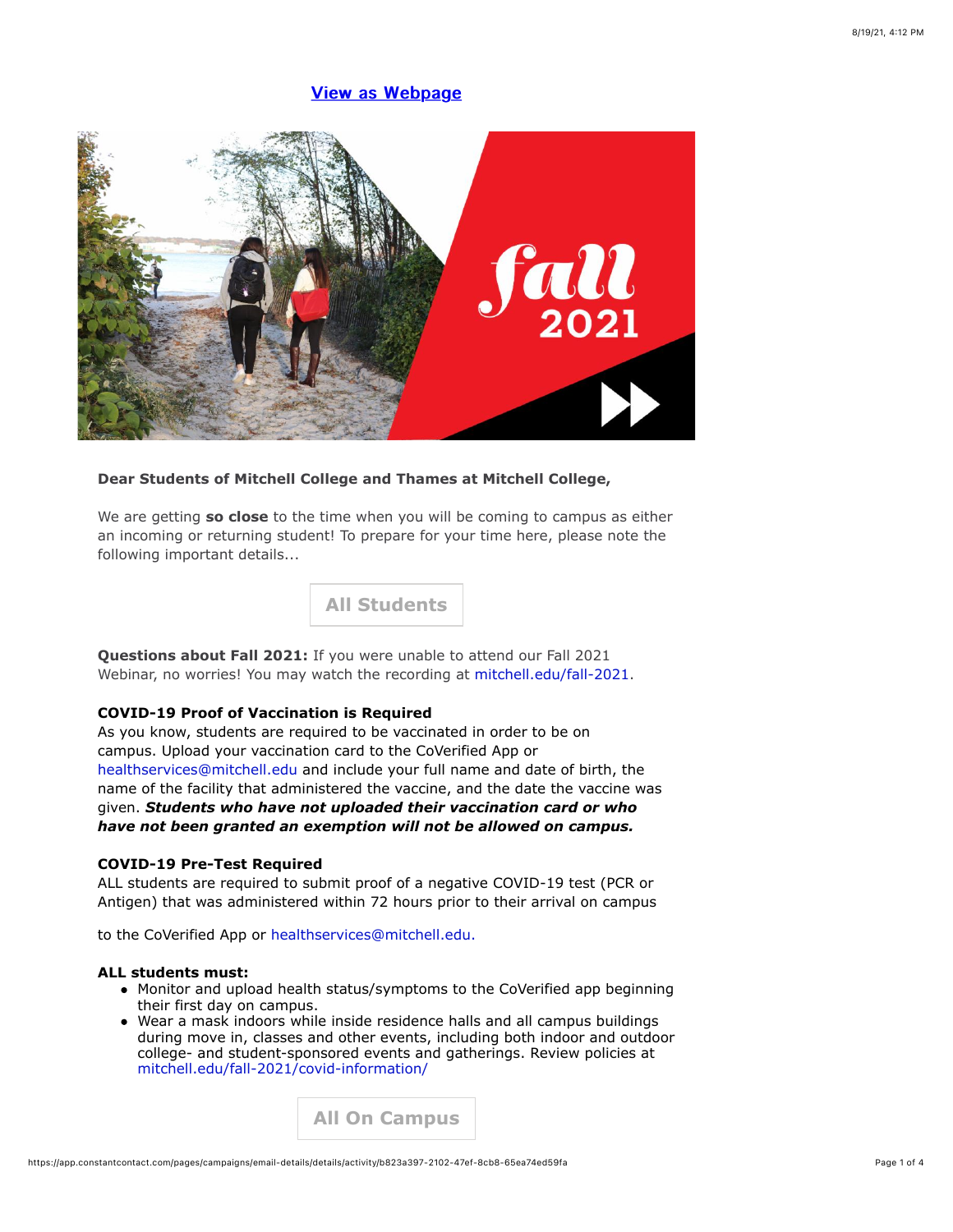View as Webpage

**Dear Students of Mitchell College and Thames at Mitchell College,**

We are getting **so close** to the time when you will be coming to campus as either an incoming or returning student! To prepare for your time here, please note the following important details...

## All Students

**Questions about Fall 2021:** If you were unable to attend our Fall 2021 Webinar, no worries! You may watch the recording at mitchell.edu/fall-2021.

**COVID-19 Proof of Vaccination is Required**
As you know, students are required to be vaccinated in order to be on campus. Upload your vaccination card to the CoVerified App or healthservices@mitchell.edu and include your full name and date of birth, the name of the facility that administered the vaccine, and the date the vaccine was given. ***Students who have not uploaded their vaccination card or who have not been granted an exemption will not be allowed on campus.***

**COVID-19 Pre-Test Required**
ALL students are required to submit proof of a negative COVID-19 test (PCR or Antigen) that was administered within 72 hours prior to their arrival on campus

to the CoVerified App or healthservices@mitchell.edu.

**ALL students must:**

- Monitor and upload health status/symptoms to the CoVerified app beginning their first day on campus.
- Wear a mask indoors while inside residence halls and all campus buildings during move in, classes and other events, including both indoor and outdoor college- and student-sponsored events and gatherings. Review policies at mitchell.edu/fall-2021/covid-information/

## All On Campus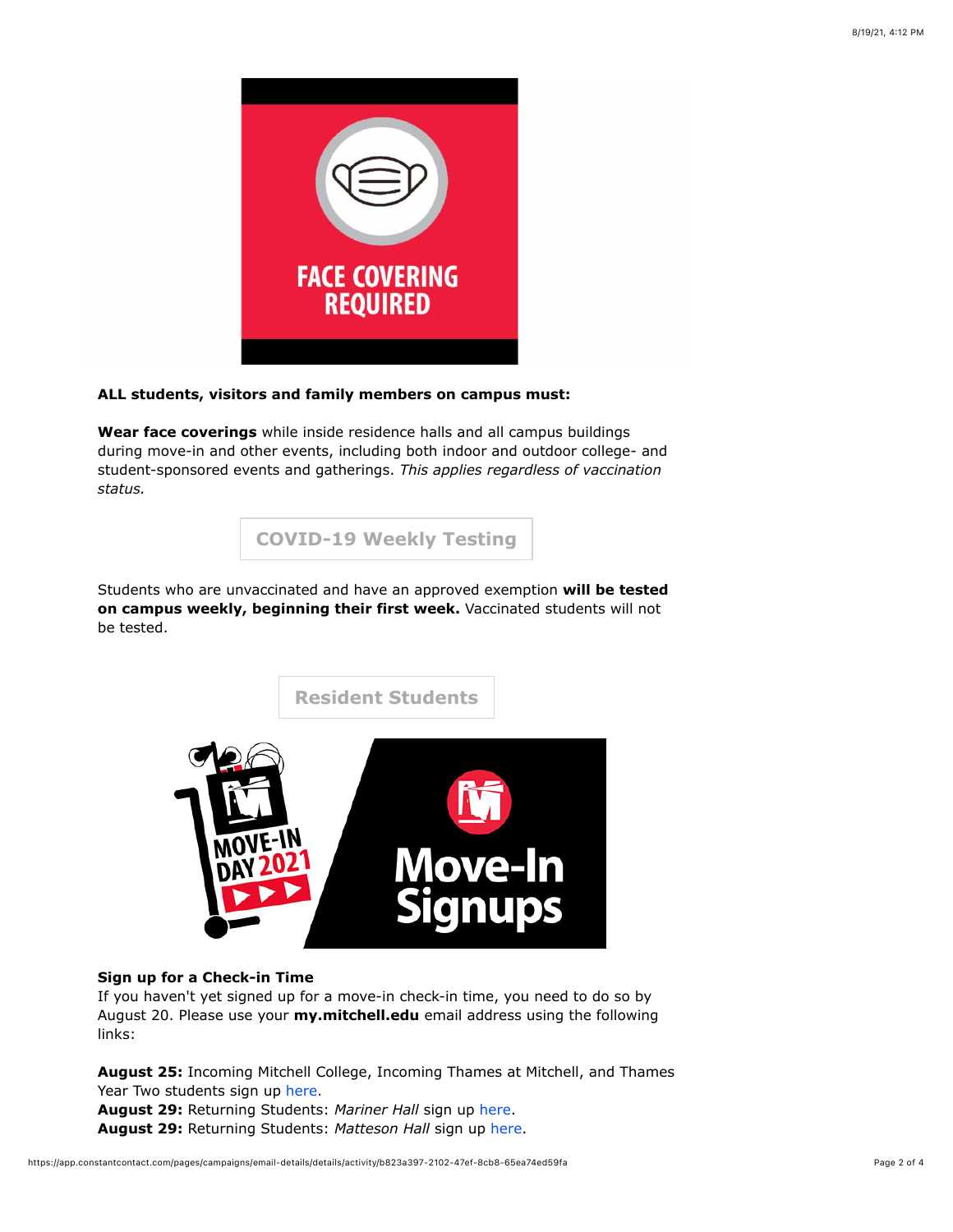**ALL students, visitors and family members on campus must:**

**Wear face coverings** while inside residence halls and all campus buildings during move-in and other events, including both indoor and outdoor college- and student-sponsored events and gatherings. *This applies regardless of vaccination status.*

## COVID-19 Weekly Testing

Students who are unvaccinated and have an approved exemption **will be tested on campus weekly, beginning their first week.** Vaccinated students will not be tested.

## Resident Students

**Sign up for a Check-in Time**
If you haven't yet signed up for a move-in check-in time, you need to do so by August 20. Please use your **my.mitchell.edu** email address using the following links:

**August 25:** Incoming Mitchell College, Incoming Thames at Mitchell, and Thames Year Two students sign up here.
**August 29:** Returning Students: *Mariner Hall* sign up here.
**August 29:** Returning Students: *Matteson Hall* sign up here.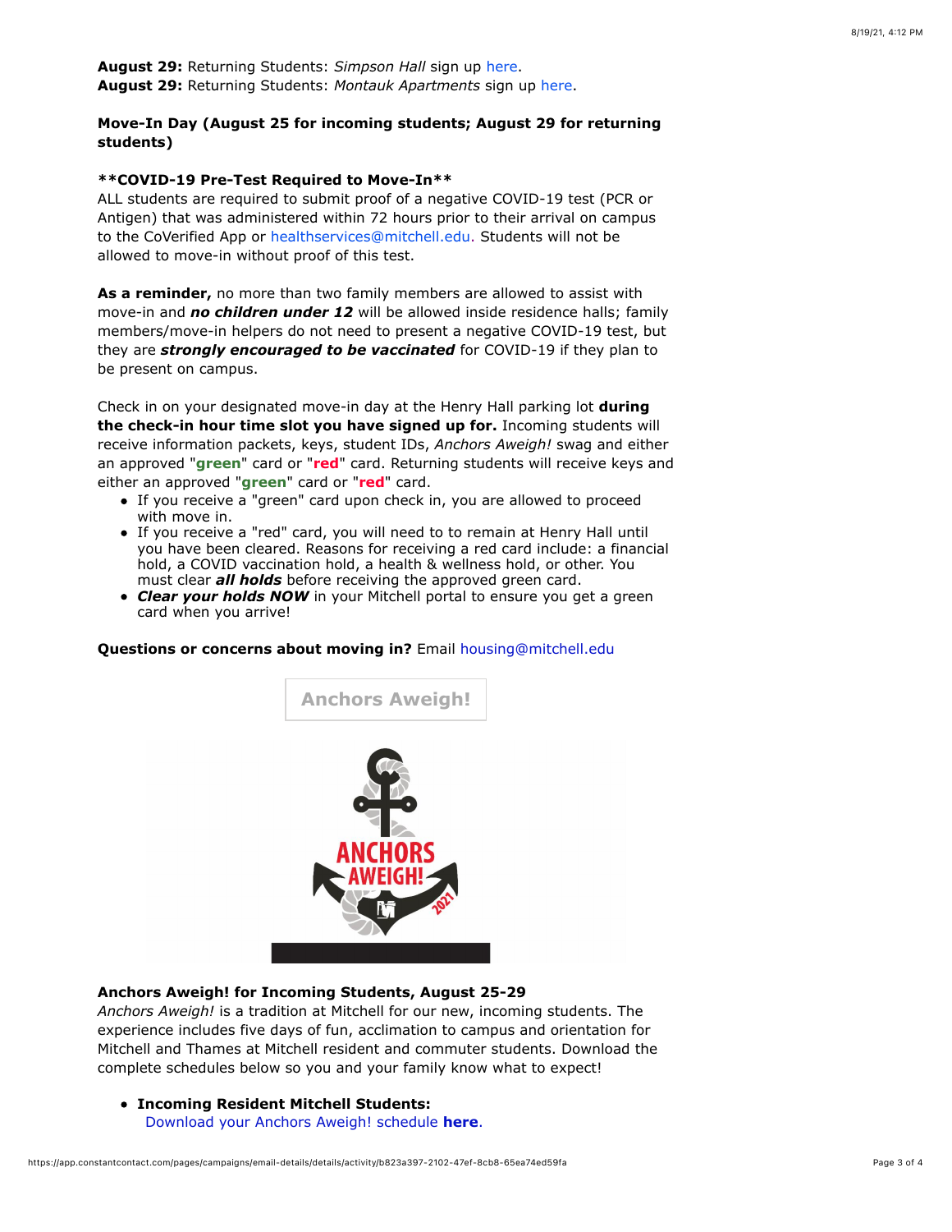**August 29:** Returning Students: *Simpson Hall* sign up here.
**August 29:** Returning Students: *Montauk Apartments* sign up here.

**Move-In Day (August 25 for incoming students; August 29 for returning students)**

****COVID-19 Pre-Test Required to Move-In****
ALL students are required to submit proof of a negative COVID-19 test (PCR or Antigen) that was administered within 72 hours prior to their arrival on campus to the CoVerified App or healthservices@mitchell.edu. Students will not be allowed to move-in without proof of this test.

**As a reminder,** no more than two family members are allowed to assist with move-in and ***no children under 12*** will be allowed inside residence halls; family members/move-in helpers do not need to present a negative COVID-19 test, but they are ***strongly encouraged to be vaccinated*** for COVID-19 if they plan to be present on campus.

Check in on your designated move-in day at the Henry Hall parking lot **during the check-in hour time slot you have signed up for.** Incoming students will receive information packets, keys, student IDs, *Anchors Aweigh!* swag and either an approved "**green**" card or "**red**" card. Returning students will receive keys and either an approved "**green**" card or "**red**" card.

- If you receive a "green" card upon check in, you are allowed to proceed with move in.
- If you receive a "red" card, you will need to to remain at Henry Hall until you have been cleared. Reasons for receiving a red card include: a financial hold, a COVID vaccination hold, a health & wellness hold, or other. You must clear ***all holds*** before receiving the approved green card.
- ***Clear your holds NOW*** in your Mitchell portal to ensure you get a green card when you arrive!

**Questions or concerns about moving in?** Email housing@mitchell.edu

**Anchors Aweigh!**

**Anchors Aweigh! for Incoming Students, August 25-29**
*Anchors Aweigh!* is a tradition at Mitchell for our new, incoming students. The experience includes five days of fun, acclimation to campus and orientation for Mitchell and Thames at Mitchell resident and commuter students. Download the complete schedules below so you and your family know what to expect!

- **Incoming Resident Mitchell Students:**
  Download your Anchors Aweigh! schedule **here**.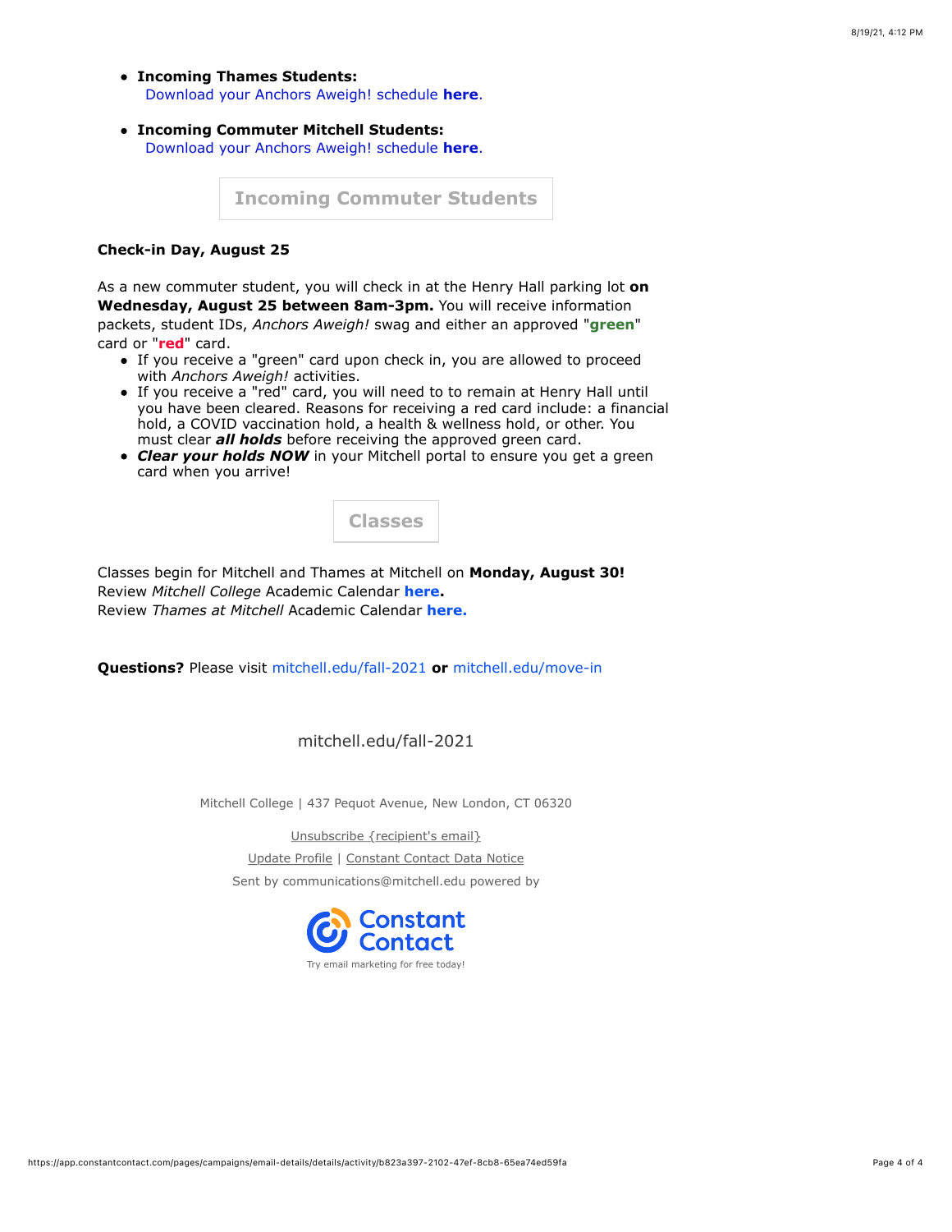- **Incoming Thames Students:**
  Download your Anchors Aweigh! schedule **here**.

- **Incoming Commuter Mitchell Students:**
  Download your Anchors Aweigh! schedule **here**.

## Incoming Commuter Students

**Check-in Day, August 25**

As a new commuter student, you will check in at the Henry Hall parking lot **on Wednesday, August 25 between 8am-3pm.** You will receive information packets, student IDs, *Anchors Aweigh!* swag and either an approved "**green**" card or "**red**" card.

- If you receive a "green" card upon check in, you are allowed to proceed with *Anchors Aweigh!* activities.
- If you receive a "red" card, you will need to to remain at Henry Hall until you have been cleared. Reasons for receiving a red card include: a financial hold, a COVID vaccination hold, a health & wellness hold, or other. You must clear ***all holds*** before receiving the approved green card.
- ***Clear your holds NOW*** in your Mitchell portal to ensure you get a green card when you arrive!

## Classes

Classes begin for Mitchell and Thames at Mitchell on **Monday, August 30!**
Review *Mitchell College* Academic Calendar **here.**
Review *Thames at Mitchell* Academic Calendar **here.**

**Questions?** Please visit mitchell.edu/fall-2021 **or** mitchell.edu/move-in

mitchell.edu/fall-2021

Mitchell College | 437 Pequot Avenue, New London, CT 06320

Unsubscribe {recipient's email}

Update Profile | Constant Contact Data Notice

Sent by communications@mitchell.edu powered by

Constant Contact

Try email marketing for free today!